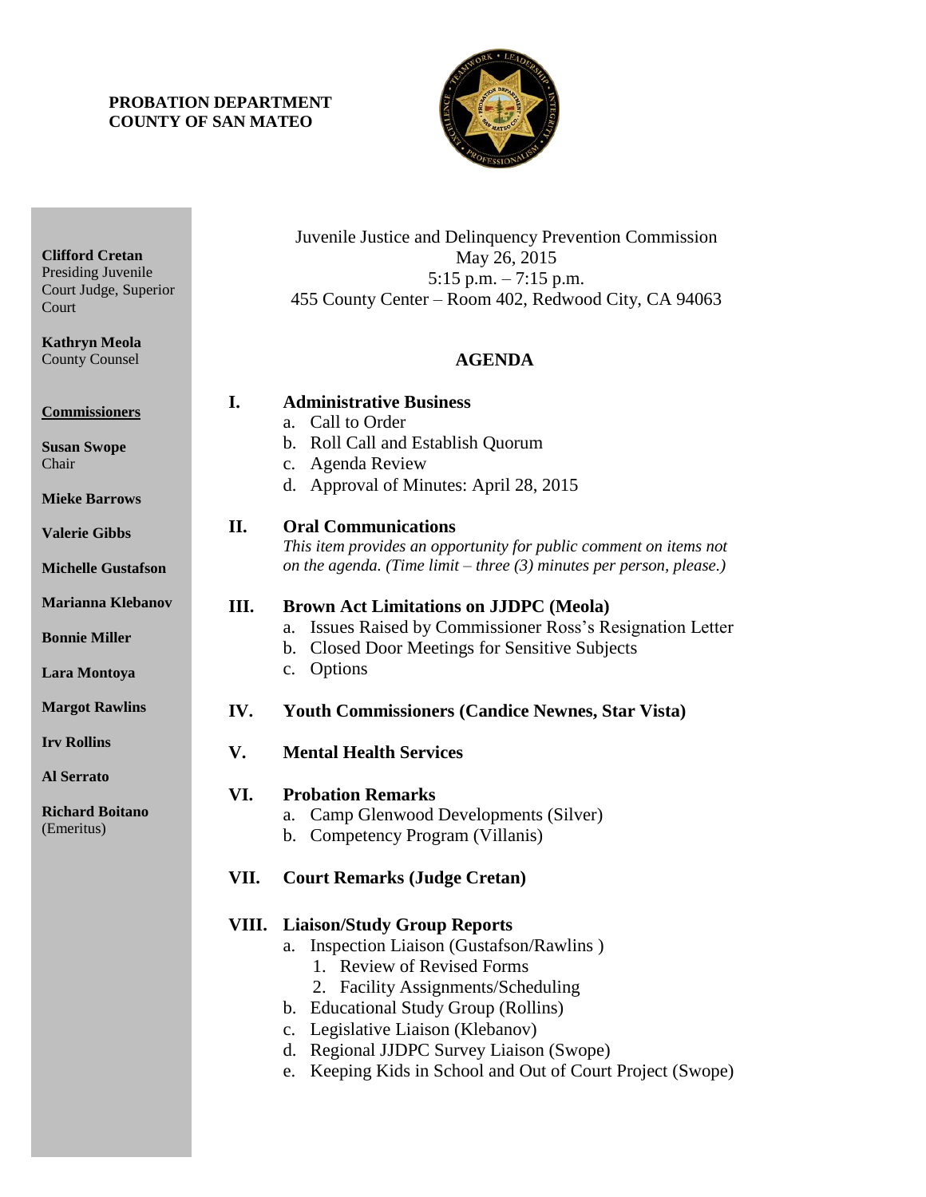**PROBATION DEPARTMENT**
**COUNTY OF SAN MATEO**

**Clifford Cretan**
Presiding Juvenile Court Judge, Superior Court

**Kathryn Meola**
County Counsel

**Commissioners**

**Susan Swope**
Chair

**Mieke Barrows**

**Valerie Gibbs**

**Michelle Gustafson**

**Marianna Klebanov**

**Bonnie Miller**

**Lara Montoya**

**Margot Rawlins**

**Irv Rollins**

**Al Serrato**

**Richard Boitano**
(Emeritus)

Juvenile Justice and Delinquency Prevention Commission
May 26, 2015
5:15 p.m. – 7:15 p.m.
455 County Center – Room 402, Redwood City, CA 94063

## AGENDA

### I. Administrative Business

a. Call to Order
b. Roll Call and Establish Quorum
c. Agenda Review
d. Approval of Minutes: April 28, 2015

### II. Oral Communications

*This item provides an opportunity for public comment on items not on the agenda. (Time limit – three (3) minutes per person, please.)*

### III. Brown Act Limitations on JJDPC (Meola)

a. Issues Raised by Commissioner Ross's Resignation Letter
b. Closed Door Meetings for Sensitive Subjects
c. Options

### IV. Youth Commissioners (Candice Newnes, Star Vista)

### V. Mental Health Services

### VI. Probation Remarks

a. Camp Glenwood Developments (Silver)
b. Competency Program (Villanis)

### VII. Court Remarks (Judge Cretan)

### VIII. Liaison/Study Group Reports

a. Inspection Liaison (Gustafson/Rawlins )
   1. Review of Revised Forms
   2. Facility Assignments/Scheduling
b. Educational Study Group (Rollins)
c. Legislative Liaison (Klebanov)
d. Regional JJDPC Survey Liaison (Swope)
e. Keeping Kids in School and Out of Court Project (Swope)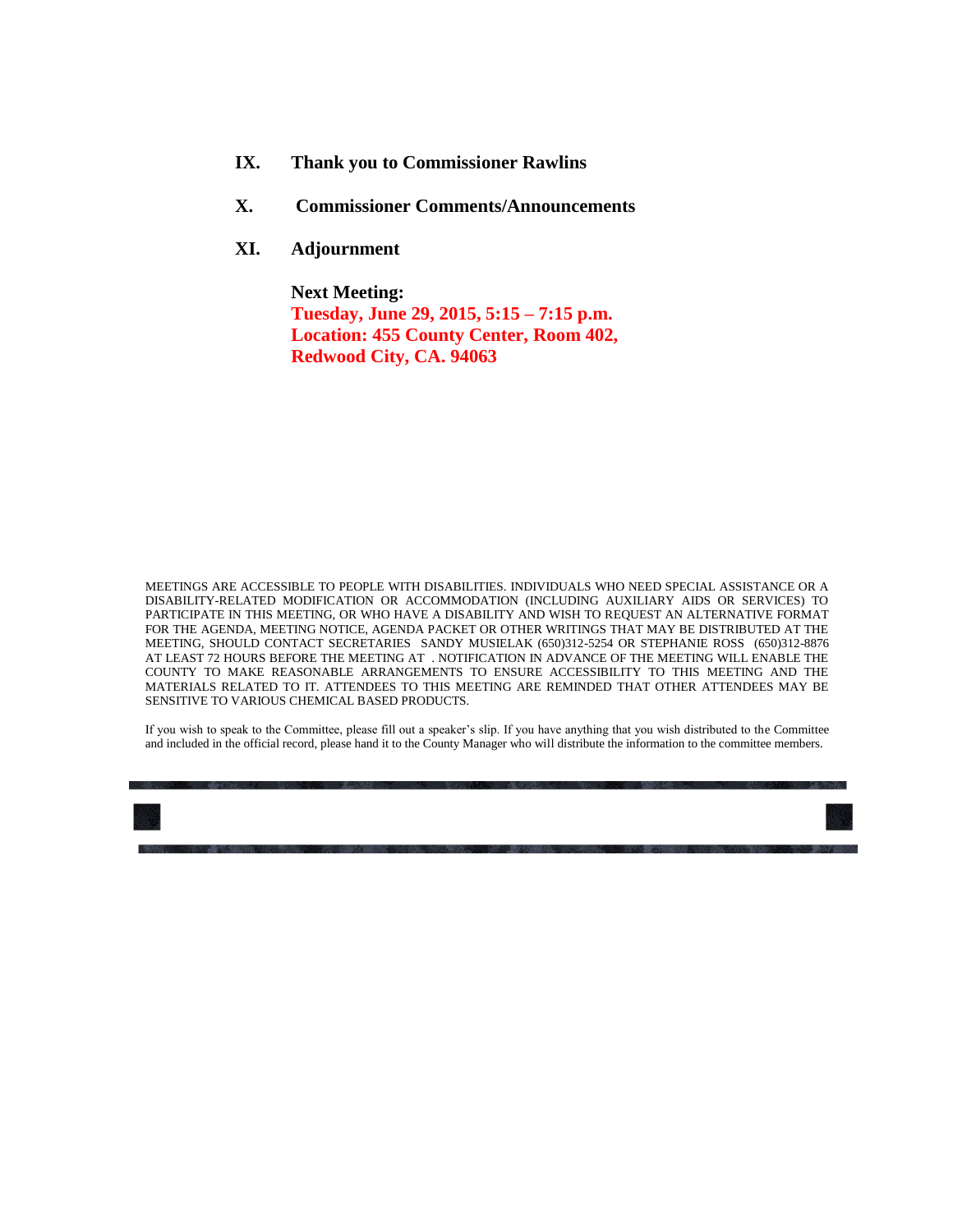**IX. Thank you to Commissioner Rawlins**

**X. Commissioner Comments/Announcements**

**XI. Adjournment**

**Next Meeting:**
**Tuesday, June 29, 2015, 5:15 – 7:15 p.m.**
**Location: 455 County Center, Room 402, Redwood City, CA. 94063**

MEETINGS ARE ACCESSIBLE TO PEOPLE WITH DISABILITIES. INDIVIDUALS WHO NEED SPECIAL ASSISTANCE OR A DISABILITY-RELATED MODIFICATION OR ACCOMMODATION (INCLUDING AUXILIARY AIDS OR SERVICES) TO PARTICIPATE IN THIS MEETING, OR WHO HAVE A DISABILITY AND WISH TO REQUEST AN ALTERNATIVE FORMAT FOR THE AGENDA, MEETING NOTICE, AGENDA PACKET OR OTHER WRITINGS THAT MAY BE DISTRIBUTED AT THE MEETING, SHOULD CONTACT SECRETARIES SANDY MUSIELAK (650)312-5254 OR STEPHANIE ROSS (650)312-8876 AT LEAST 72 HOURS BEFORE THE MEETING AT . NOTIFICATION IN ADVANCE OF THE MEETING WILL ENABLE THE COUNTY TO MAKE REASONABLE ARRANGEMENTS TO ENSURE ACCESSIBILITY TO THIS MEETING AND THE MATERIALS RELATED TO IT. ATTENDEES TO THIS MEETING ARE REMINDED THAT OTHER ATTENDEES MAY BE SENSITIVE TO VARIOUS CHEMICAL BASED PRODUCTS.

If you wish to speak to the Committee, please fill out a speaker's slip. If you have anything that you wish distributed to the Committee and included in the official record, please hand it to the County Manager who will distribute the information to the committee members.